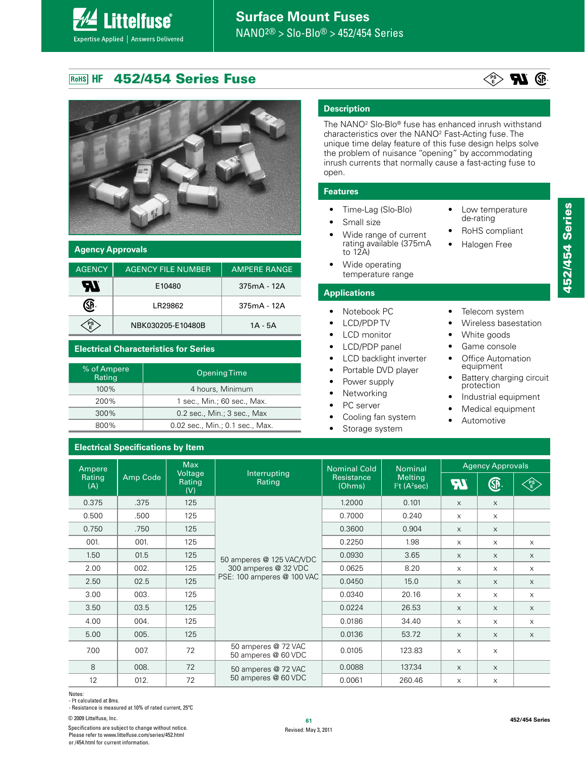# Surface Mount Fuses

NANO2® > Slo-Blo® > 452/454 Series

## RoHS HF 452/454 Series Fuse

### Description

The NANO² Slo-Blo® fuse has enhanced inrush withstand characteristics over the NANO² Fast-Acting fuse. The unique time delay feature of this fuse design helps solve the problem of nuisance "opening" by accommodating inrush currents that normally cause a fast-acting fuse to open.

### Features

- Time-Lag (Slo-Blo)
- Small size
- Wide range of current rating available (375mA to 12A)
- Wide operating temperature range
- Low temperature de-rating
- RoHS compliant
- Halogen Free

### Applications

- Notebook PC
- LCD/PDP TV
- LCD monitor
- LCD/PDP panel
- LCD backlight inverter
- Portable DVD player
- Power supply
- Networking
- PC server
- Cooling fan system
- Storage system
- Telecom system
- Wireless basestation
- White goods
- Game console
- Office Automation equipment
- Battery charging circuit protection
- Industrial equipment
- Medical equipment
- Automotive

### Agency Approvals

| AGENCY | AGENCY FILE NUMBER | AMPERE RANGE |
|---|---|---|
| UR | E10480 | 375mA - 12A |
| CSA | LR29862 | 375mA - 12A |
| PSE | NBK030205-E10480B | 1A - 5A |

### Electrical Characteristics for Series

| % of Ampere Rating | Opening Time |
|---|---|
| 100% | 4 hours, Minimum |
| 200% | 1 sec., Min.; 60 sec., Max. |
| 300% | 0.2 sec., Min.; 3 sec., Max |
| 800% | 0.02 sec., Min.; 0.1 sec., Max. |

### Electrical Specifications by Item

| Ampere Rating (A) | Amp Code | Max Voltage Rating (V) | Interrupting Rating | Nominal Cold Resistance (Ohms) | Nominal Melting I²t (A²sec) | Agency Approvals | | |
|---|---|---|---|---|---|---|---|---|
| | | | | | | UR | CSA | PSE |
| 0.375 | .375 | 125 | 50 amperes @ 125 VAC/VDC<br>300 amperes @ 32 VDC<br>PSE: 100 amperes @ 100 VAC | 1.2000 | 0.101 | x | x | |
| 0.500 | .500 | 125 | | 0.7000 | 0.240 | x | x | |
| 0.750 | .750 | 125 | | 0.3600 | 0.904 | x | x | |
| 001. | 001. | 125 | | 0.2250 | 1.98 | x | x | x |
| 1.50 | 01.5 | 125 | | 0.0930 | 3.65 | x | x | x |
| 2.00 | 002. | 125 | | 0.0625 | 8.20 | x | x | x |
| 2.50 | 02.5 | 125 | | 0.0450 | 15.0 | x | x | x |
| 3.00 | 003. | 125 | | 0.0340 | 20.16 | x | x | x |
| 3.50 | 03.5 | 125 | | 0.0224 | 26.53 | x | x | x |
| 4.00 | 004. | 125 | | 0.0186 | 34.40 | x | x | x |
| 5.00 | 005. | 125 | | 0.0136 | 53.72 | x | x | x |
| 7.00 | 007. | 72 | 50 amperes @ 72 VAC<br>50 amperes @ 60 VDC | 0.0105 | 123.83 | x | x | |
| 8 | 008. | 72 | 50 amperes @ 72 VAC<br>50 amperes @ 60 VDC | 0.0088 | 137.34 | x | x | |
| 12 | 012. | 72 | | 0.0061 | 260.46 | x | x | |

Notes:
- I²t calculated at 8ms.
- Resistance is measured at 10% of rated current, 25°C

© 2009 Littelfuse, Inc.

Specifications are subject to change without notice.
Please refer to www.littelfuse.com/series/452.html or /454.html for current information.

Revised: May 3, 2011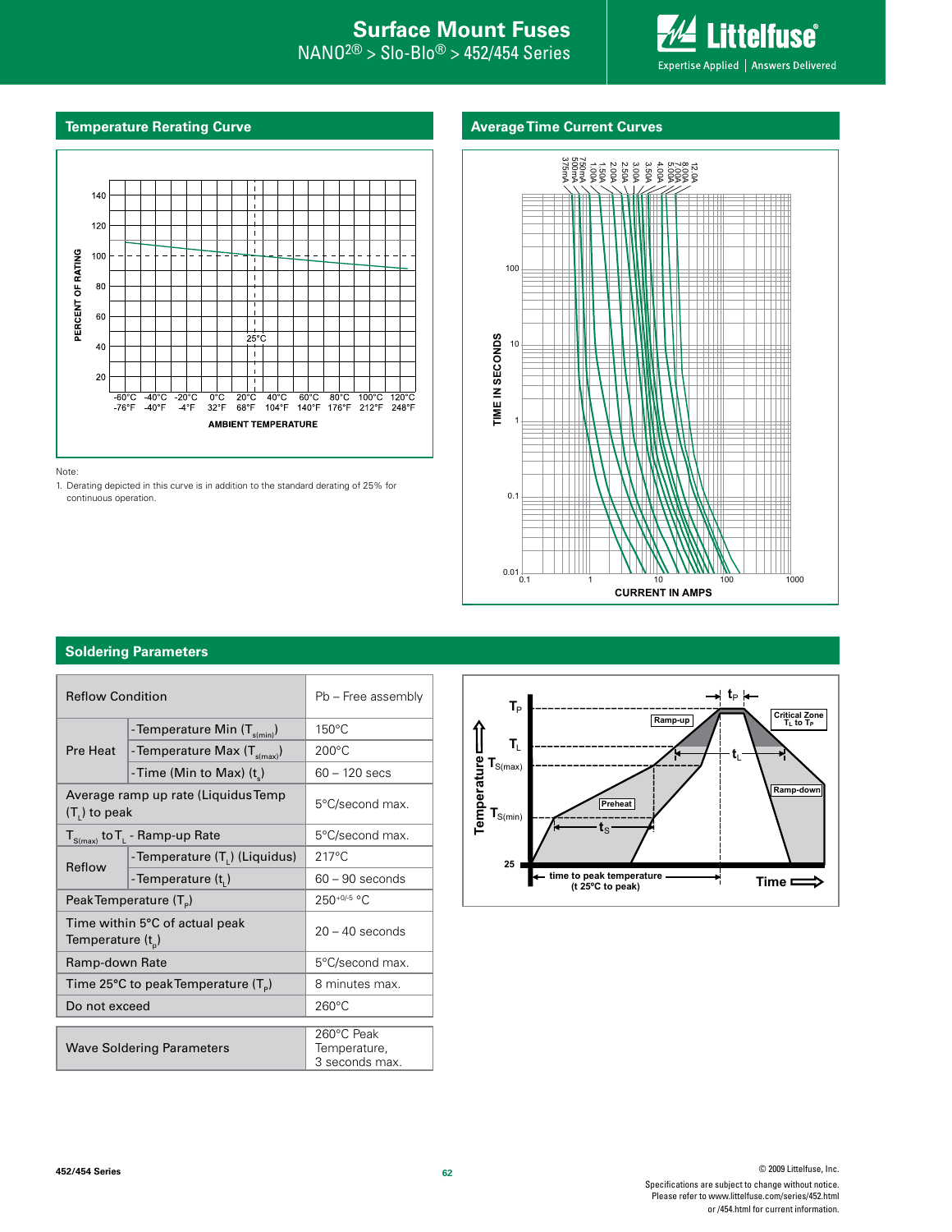## Temperature Rerating Curve

Note:

1. Derating depicted in this curve is in addition to the standard derating of 25% for continuous operation.

## Average Time Current Curves

## Soldering Parameters

| Reflow Condition | | Pb – Free assembly |
|---|---|---|
| Pre Heat | -Temperature Min ($T_{s(min)}$) | 150°C |
| | -Temperature Max ($T_{s(max)}$) | 200°C |
| | -Time (Min to Max) ($t_s$) | 60 – 120 secs |
| Average ramp up rate (Liquidus Temp ($T_L$) to peak | | 5°C/second max. |
| $T_{S(max)}$ to $T_L$ - Ramp-up Rate | | 5°C/second max. |
| Reflow | -Temperature ($T_L$) (Liquidus) | 217°C |
| | -Temperature ($t_L$) | 60 – 90 seconds |
| Peak Temperature ($T_P$) | | $250^{+0/-5}$ °C |
| Time within 5°C of actual peak Temperature ($t_p$) | | 20 – 40 seconds |
| Ramp-down Rate | | 5°C/second max. |
| Time 25°C to peak Temperature ($T_P$) | | 8 minutes max. |
| Do not exceed | | 260°C |

| Wave Soldering Parameters | 260°C Peak Temperature, 3 seconds max. |
|---|---|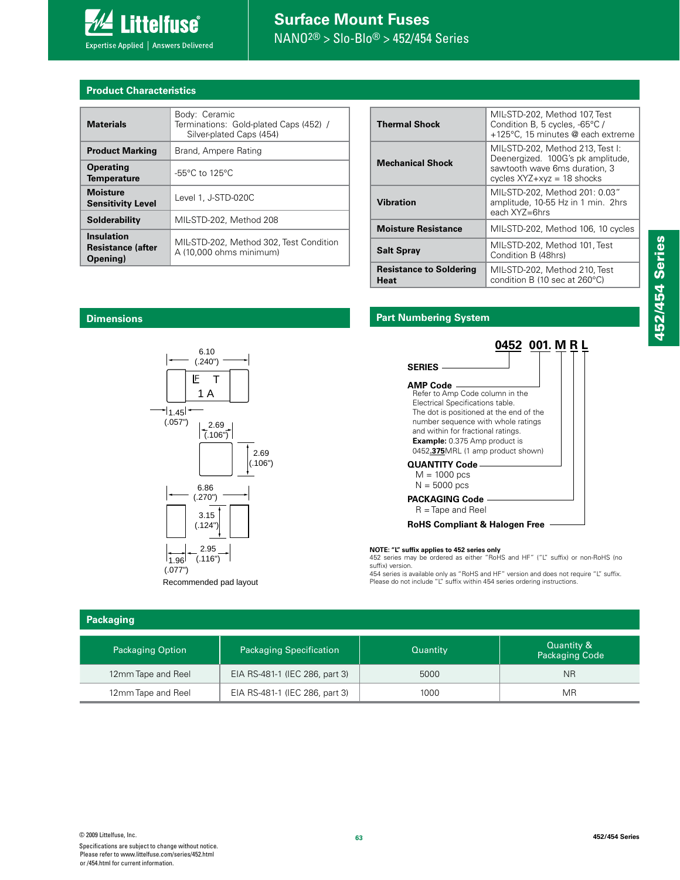# Surface Mount Fuses

NANO2® > Slo-Blo® > 452/454 Series

## Product Characteristics

| | |
|---|---|
| **Materials** | Body: Ceramic<br>Terminations: Gold-plated Caps (452) / Silver-plated Caps (454) |
| **Product Marking** | Brand, Ampere Rating |
| **Operating Temperature** | -55°C to 125°C |
| **Moisture Sensitivity Level** | Level 1, J-STD-020C |
| **Solderability** | MIL-STD-202, Method 208 |
| **Insulation Resistance (after Opening)** | MIL-STD-202, Method 302, Test Condition A (10,000 ohms minimum) |

| | |
|---|---|
| **Thermal Shock** | MIL-STD-202, Method 107, Test Condition B, 5 cycles, -65°C / +125°C, 15 minutes @ each extreme |
| **Mechanical Shock** | MIL-STD-202, Method 213, Test I: Deenergized. 100G's pk amplitude, sawtooth wave 6ms duration, 3 cycles XYZ+xyz = 18 shocks |
| **Vibration** | MIL-STD-202, Method 201: 0.03" amplitude, 10-55 Hz in 1 min. 2hrs each XYZ=6hrs |
| **Moisture Resistance** | MIL-STD-202, Method 106, 10 cycles |
| **Salt Spray** | MIL-STD-202, Method 101, Test Condition B (48hrs) |
| **Resistance to Soldering Heat** | MIL-STD-202, Method 210, Test condition B (10 sec at 260°C) |

## Dimensions

6.10 (.240")

1 A

1.45 (.057")

2.69 (.106")

2.69 (.106")

6.86 (.270")

3.15 (.124")

2.95 (.116")

1.96 (.077")

Recommended pad layout

## Part Numbering System

**0452 001. M R L**

**SERIES**

**AMP Code**
Refer to Amp Code column in the Electrical Specifications table.
The dot is positioned at the end of the number sequence with whole ratings and within for fractional ratings.
**Example:** 0.375 Amp product is 0452.**375**MRL (1 amp product shown)

**QUANTITY Code**
M = 1000 pcs
N = 5000 pcs

**PACKAGING Code**
R = Tape and Reel

**RoHS Compliant & Halogen Free**

**NOTE: "L" suffix applies to 452 series only**
452 series may be ordered as either "RoHS and HF" ("L" suffix) or non-RoHS (no suffix) version.
454 series is available only as "RoHS and HF" version and does not require "L" suffix. Please do not include "L" suffix within 454 series ordering instructions.

## Packaging

| Packaging Option | Packaging Specification | Quantity | Quantity & Packaging Code |
|---|---|---|---|
| 12mm Tape and Reel | EIA RS-481-1 (IEC 286, part 3) | 5000 | NR |
| 12mm Tape and Reel | EIA RS-481-1 (IEC 286, part 3) | 1000 | MR |

© 2009 Littelfuse, Inc.
Specifications are subject to change without notice.
Please refer to www.littelfuse.com/series/452.html or /454.html for current information.